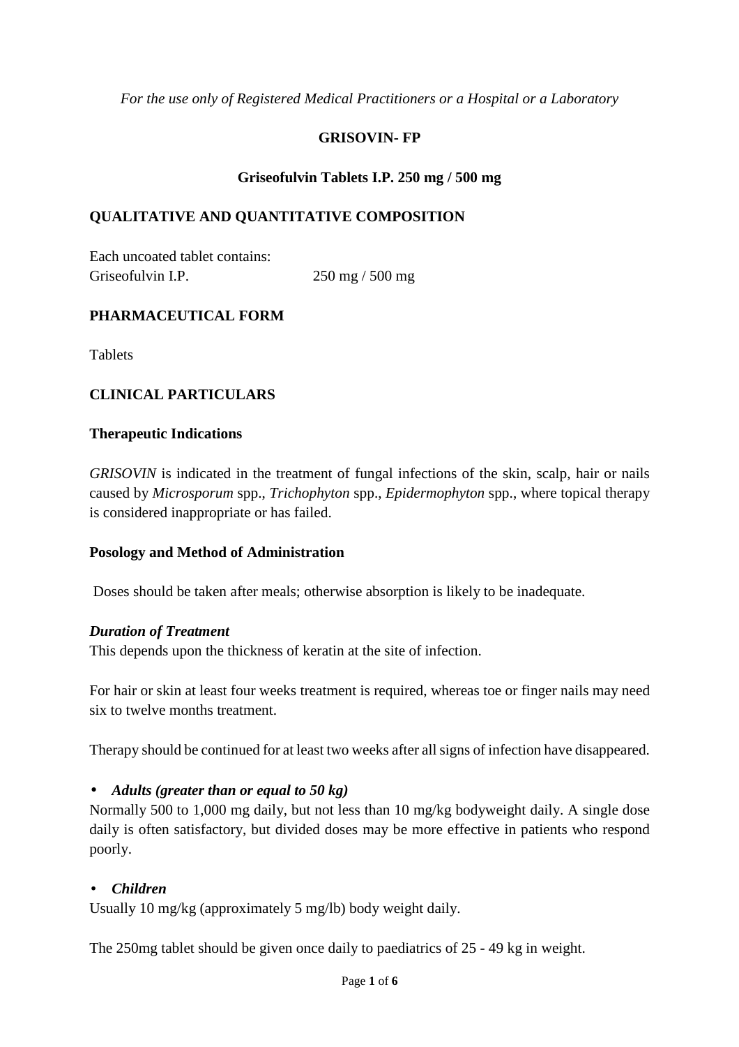*For the use only of Registered Medical Practitioners or a Hospital or a Laboratory*

# GRISOVIN- FP

## Griseofulvin Tablets I.P. 250 mg / 500 mg

## QUALITATIVE AND QUANTITATIVE COMPOSITION

Each uncoated tablet contains:
Griseofulvin I.P. 250 mg / 500 mg

## PHARMACEUTICAL FORM

Tablets

## CLINICAL PARTICULARS

### Therapeutic Indications

*GRISOVIN* is indicated in the treatment of fungal infections of the skin, scalp, hair or nails caused by *Microsporum* spp., *Trichophyton* spp., *Epidermophyton* spp., where topical therapy is considered inappropriate or has failed.

### Posology and Method of Administration

Doses should be taken after meals; otherwise absorption is likely to be inadequate.

***Duration of Treatment***
This depends upon the thickness of keratin at the site of infection.

For hair or skin at least four weeks treatment is required, whereas toe or finger nails may need six to twelve months treatment.

Therapy should be continued for at least two weeks after all signs of infection have disappeared.

- ***Adults (greater than or equal to 50 kg)***

Normally 500 to 1,000 mg daily, but not less than 10 mg/kg bodyweight daily. A single dose daily is often satisfactory, but divided doses may be more effective in patients who respond poorly.

- ***Children***

Usually 10 mg/kg (approximately 5 mg/lb) body weight daily.

The 250mg tablet should be given once daily to paediatrics of 25 - 49 kg in weight.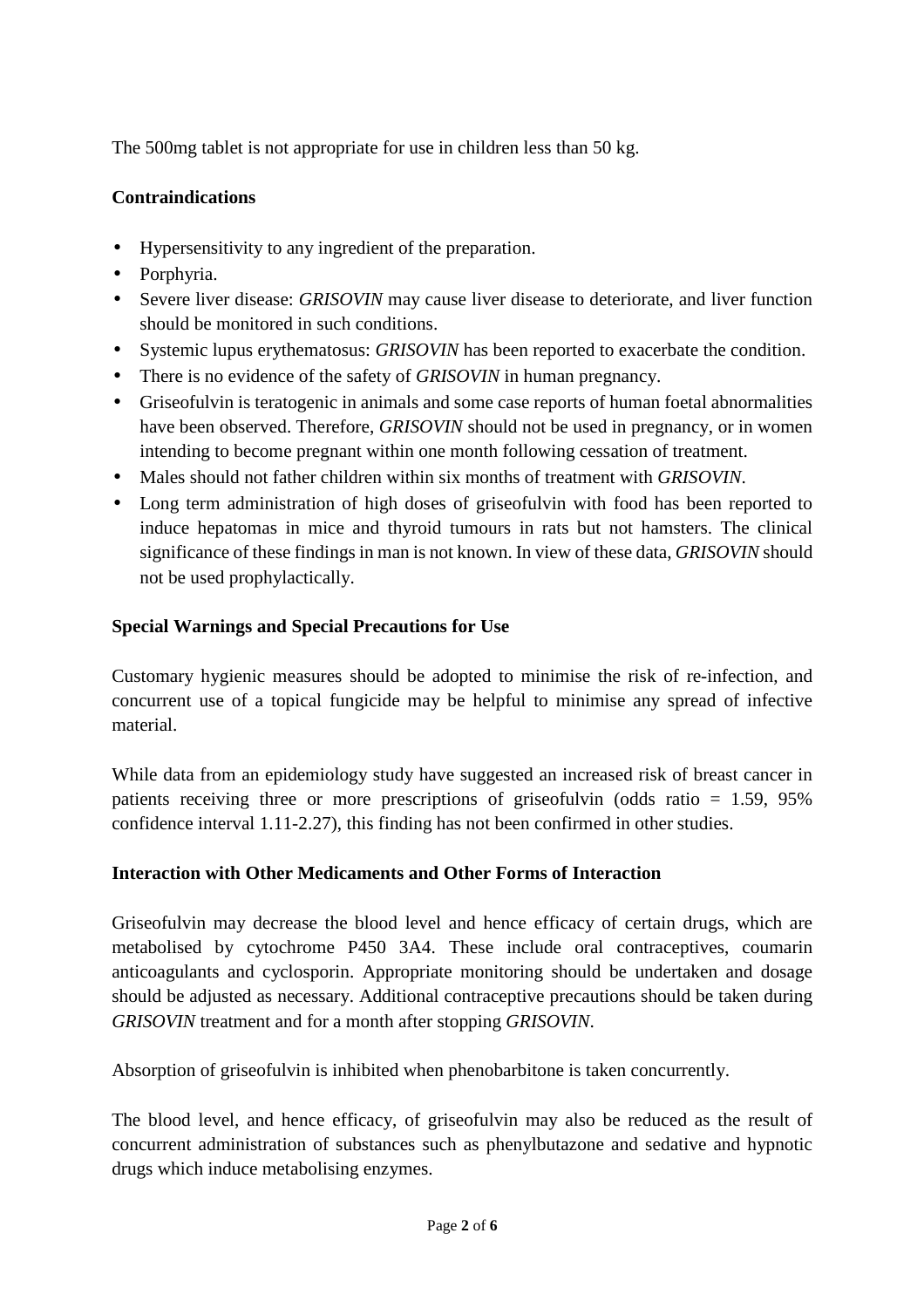The 500mg tablet is not appropriate for use in children less than 50 kg.

**Contraindications**

- Hypersensitivity to any ingredient of the preparation.
- Porphyria.
- Severe liver disease: *GRISOVIN* may cause liver disease to deteriorate, and liver function should be monitored in such conditions.
- Systemic lupus erythematosus: *GRISOVIN* has been reported to exacerbate the condition.
- There is no evidence of the safety of *GRISOVIN* in human pregnancy.
- Griseofulvin is teratogenic in animals and some case reports of human foetal abnormalities have been observed. Therefore, *GRISOVIN* should not be used in pregnancy, or in women intending to become pregnant within one month following cessation of treatment.
- Males should not father children within six months of treatment with *GRISOVIN*.
- Long term administration of high doses of griseofulvin with food has been reported to induce hepatomas in mice and thyroid tumours in rats but not hamsters. The clinical significance of these findings in man is not known. In view of these data, *GRISOVIN* should not be used prophylactically.

**Special Warnings and Special Precautions for Use**

Customary hygienic measures should be adopted to minimise the risk of re-infection, and concurrent use of a topical fungicide may be helpful to minimise any spread of infective material.

While data from an epidemiology study have suggested an increased risk of breast cancer in patients receiving three or more prescriptions of griseofulvin (odds ratio = 1.59, 95% confidence interval 1.11-2.27), this finding has not been confirmed in other studies.

**Interaction with Other Medicaments and Other Forms of Interaction**

Griseofulvin may decrease the blood level and hence efficacy of certain drugs, which are metabolised by cytochrome P450 3A4. These include oral contraceptives, coumarin anticoagulants and cyclosporin. Appropriate monitoring should be undertaken and dosage should be adjusted as necessary. Additional contraceptive precautions should be taken during *GRISOVIN* treatment and for a month after stopping *GRISOVIN*.

Absorption of griseofulvin is inhibited when phenobarbitone is taken concurrently.

The blood level, and hence efficacy, of griseofulvin may also be reduced as the result of concurrent administration of substances such as phenylbutazone and sedative and hypnotic drugs which induce metabolising enzymes.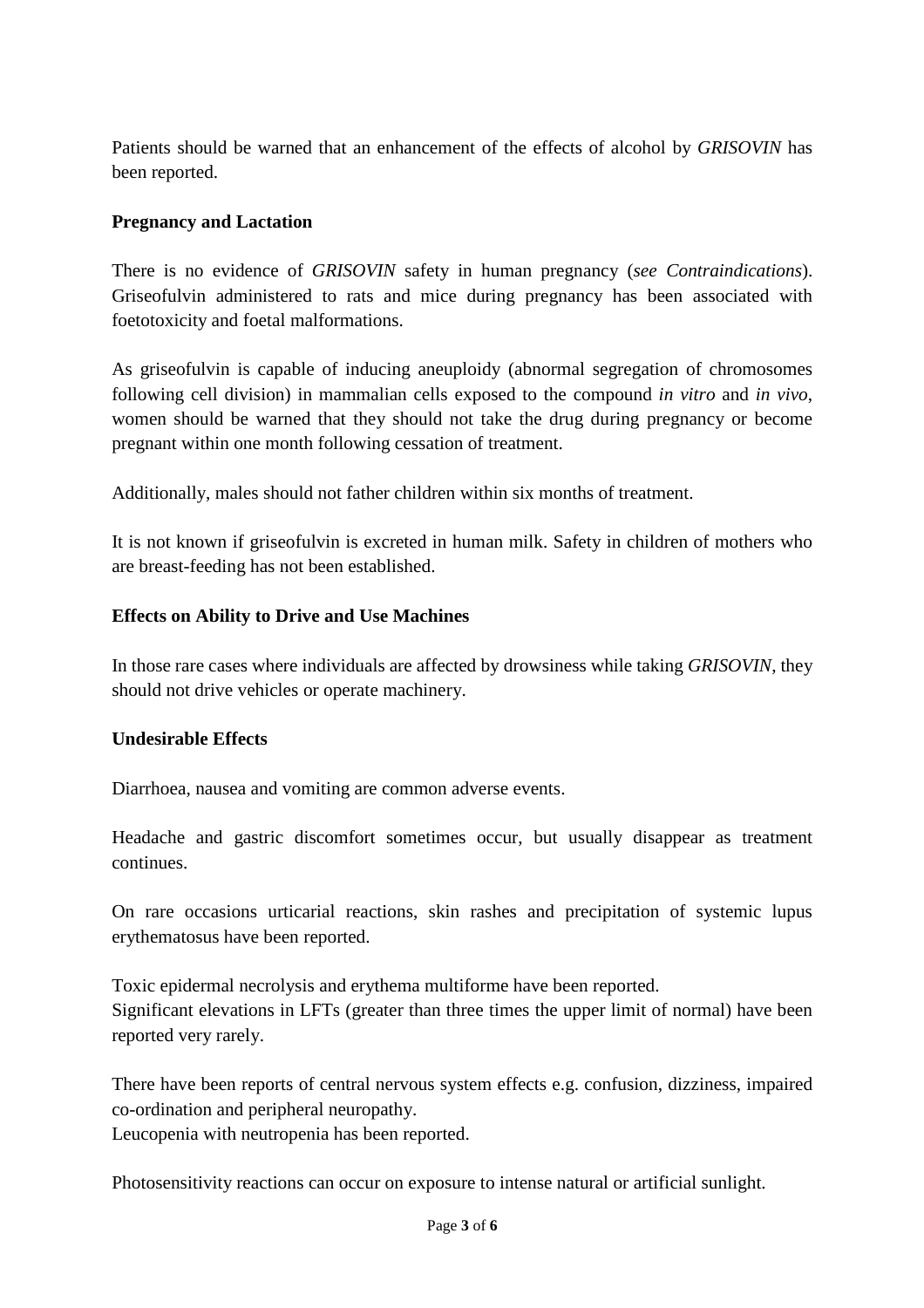Patients should be warned that an enhancement of the effects of alcohol by *GRISOVIN* has been reported.

**Pregnancy and Lactation**

There is no evidence of *GRISOVIN* safety in human pregnancy (*see Contraindications*). Griseofulvin administered to rats and mice during pregnancy has been associated with foetotoxicity and foetal malformations.

As griseofulvin is capable of inducing aneuploidy (abnormal segregation of chromosomes following cell division) in mammalian cells exposed to the compound *in vitro* and *in vivo*, women should be warned that they should not take the drug during pregnancy or become pregnant within one month following cessation of treatment.

Additionally, males should not father children within six months of treatment.

It is not known if griseofulvin is excreted in human milk. Safety in children of mothers who are breast-feeding has not been established.

**Effects on Ability to Drive and Use Machines**

In those rare cases where individuals are affected by drowsiness while taking *GRISOVIN*, they should not drive vehicles or operate machinery.

**Undesirable Effects**

Diarrhoea, nausea and vomiting are common adverse events.

Headache and gastric discomfort sometimes occur, but usually disappear as treatment continues.

On rare occasions urticarial reactions, skin rashes and precipitation of systemic lupus erythematosus have been reported.

Toxic epidermal necrolysis and erythema multiforme have been reported.
Significant elevations in LFTs (greater than three times the upper limit of normal) have been reported very rarely.

There have been reports of central nervous system effects e.g. confusion, dizziness, impaired co-ordination and peripheral neuropathy.
Leucopenia with neutropenia has been reported.

Photosensitivity reactions can occur on exposure to intense natural or artificial sunlight.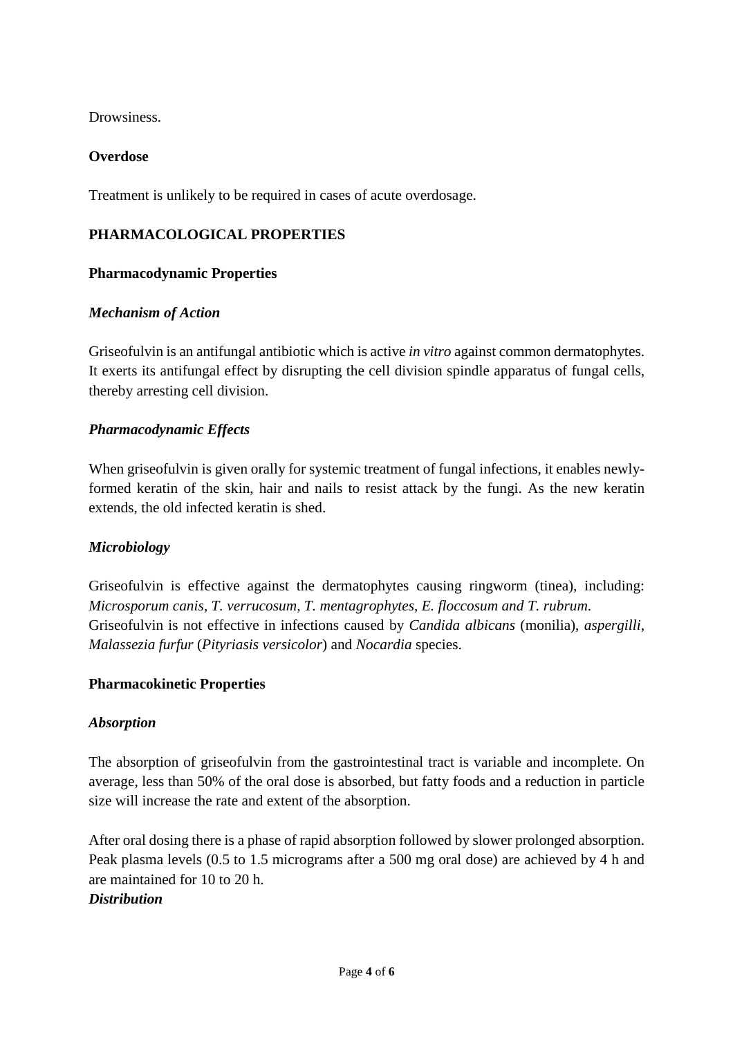Drowsiness.

**Overdose**

Treatment is unlikely to be required in cases of acute overdosage.

## PHARMACOLOGICAL PROPERTIES

### Pharmacodynamic Properties

#### *Mechanism of Action*

Griseofulvin is an antifungal antibiotic which is active *in vitro* against common dermatophytes. It exerts its antifungal effect by disrupting the cell division spindle apparatus of fungal cells, thereby arresting cell division.

#### *Pharmacodynamic Effects*

When griseofulvin is given orally for systemic treatment of fungal infections, it enables newly-formed keratin of the skin, hair and nails to resist attack by the fungi. As the new keratin extends, the old infected keratin is shed.

#### *Microbiology*

Griseofulvin is effective against the dermatophytes causing ringworm (tinea), including: *Microsporum canis, T. verrucosum, T. mentagrophytes, E. floccosum and T. rubrum.*
Griseofulvin is not effective in infections caused by *Candida albicans* (monilia), *aspergilli*, *Malassezia furfur* (*Pityriasis versicolor*) and *Nocardia* species.

### Pharmacokinetic Properties

#### *Absorption*

The absorption of griseofulvin from the gastrointestinal tract is variable and incomplete. On average, less than 50% of the oral dose is absorbed, but fatty foods and a reduction in particle size will increase the rate and extent of the absorption.

After oral dosing there is a phase of rapid absorption followed by slower prolonged absorption. Peak plasma levels (0.5 to 1.5 micrograms after a 500 mg oral dose) are achieved by 4 h and are maintained for 10 to 20 h.

#### *Distribution*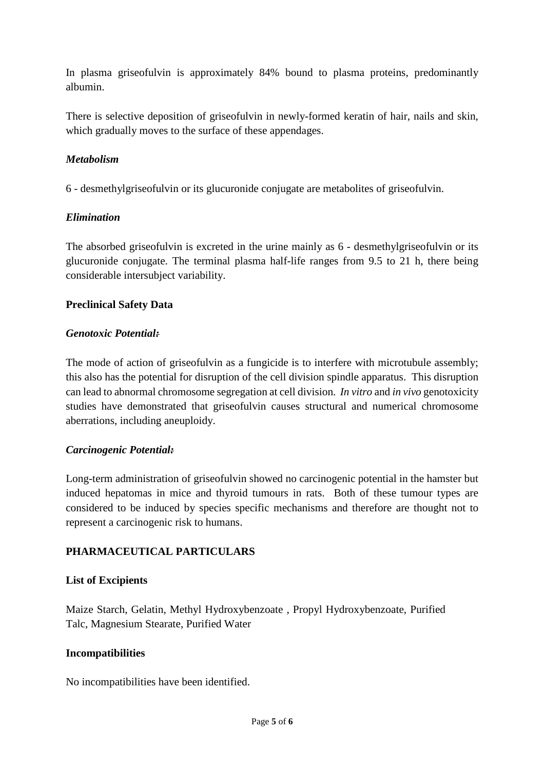In plasma griseofulvin is approximately 84% bound to plasma proteins, predominantly albumin.

There is selective deposition of griseofulvin in newly-formed keratin of hair, nails and skin, which gradually moves to the surface of these appendages.

### *Metabolism*

6 - desmethylgriseofulvin or its glucuronide conjugate are metabolites of griseofulvin.

### *Elimination*

The absorbed griseofulvin is excreted in the urine mainly as 6 - desmethylgriseofulvin or its glucuronide conjugate. The terminal plasma half-life ranges from 9.5 to 21 h, there being considerable intersubject variability.

## Preclinical Safety Data

### *Genotoxic Potential:*

The mode of action of griseofulvin as a fungicide is to interfere with microtubule assembly; this also has the potential for disruption of the cell division spindle apparatus. This disruption can lead to abnormal chromosome segregation at cell division. *In vitro* and *in vivo* genotoxicity studies have demonstrated that griseofulvin causes structural and numerical chromosome aberrations, including aneuploidy.

### *Carcinogenic Potential:*

Long-term administration of griseofulvin showed no carcinogenic potential in the hamster but induced hepatomas in mice and thyroid tumours in rats. Both of these tumour types are considered to be induced by species specific mechanisms and therefore are thought not to represent a carcinogenic risk to humans.

# PHARMACEUTICAL PARTICULARS

## List of Excipients

Maize Starch, Gelatin, Methyl Hydroxybenzoate , Propyl Hydroxybenzoate, Purified Talc, Magnesium Stearate, Purified Water

## Incompatibilities

No incompatibilities have been identified.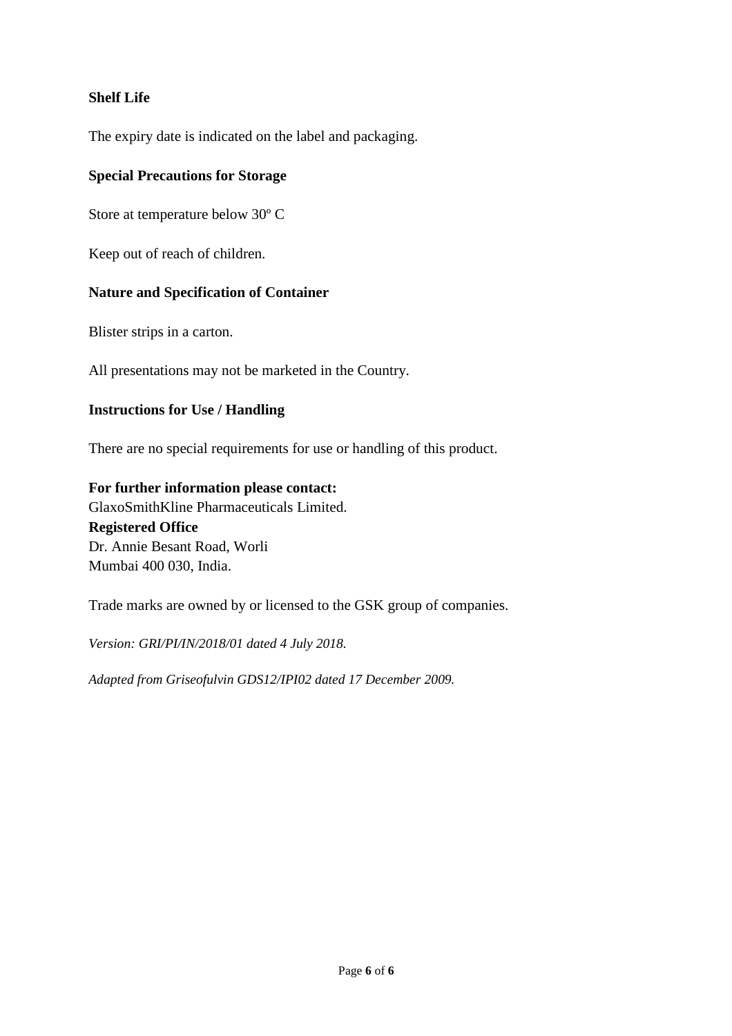**Shelf Life**

The expiry date is indicated on the label and packaging.

**Special Precautions for Storage**

Store at temperature below 30º C

Keep out of reach of children.

**Nature and Specification of Container**

Blister strips in a carton.

All presentations may not be marketed in the Country.

**Instructions for Use / Handling**

There are no special requirements for use or handling of this product.

**For further information please contact:**
GlaxoSmithKline Pharmaceuticals Limited.
**Registered Office**
Dr. Annie Besant Road, Worli
Mumbai 400 030, India.

Trade marks are owned by or licensed to the GSK group of companies.

*Version: GRI/PI/IN/2018/01 dated 4 July 2018.*

*Adapted from Griseofulvin GDS12/IPI02 dated 17 December 2009.*